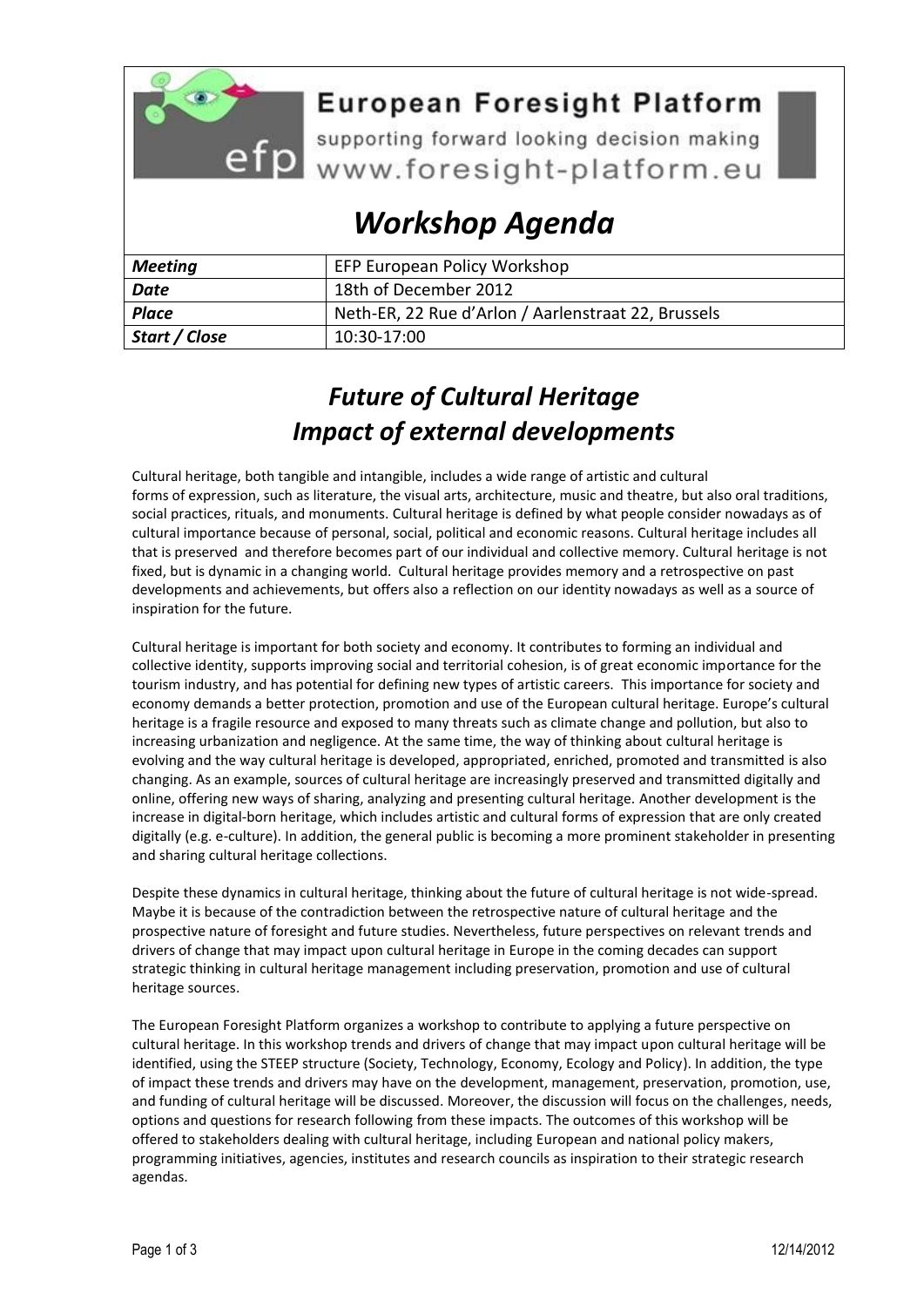# European Foresight Platform

supporting forward looking decision making

www.foresight-platform.eu

# *Workshop Agenda*

| | |
|---|---|
| ***Meeting*** | EFP European Policy Workshop |
| ***Date*** | 18th of December 2012 |
| ***Place*** | Neth-ER, 22 Rue d'Arlon / Aarlenstraat 22, Brussels |
| ***Start / Close*** | 10:30-17:00 |

## *Future of Cultural Heritage*
## *Impact of external developments*

Cultural heritage, both tangible and intangible, includes a wide range of artistic and cultural forms of expression, such as literature, the visual arts, architecture, music and theatre, but also oral traditions, social practices, rituals, and monuments. Cultural heritage is defined by what people consider nowadays as of cultural importance because of personal, social, political and economic reasons. Cultural heritage includes all that is preserved and therefore becomes part of our individual and collective memory. Cultural heritage is not fixed, but is dynamic in a changing world. Cultural heritage provides memory and a retrospective on past developments and achievements, but offers also a reflection on our identity nowadays as well as a source of inspiration for the future.

Cultural heritage is important for both society and economy. It contributes to forming an individual and collective identity, supports improving social and territorial cohesion, is of great economic importance for the tourism industry, and has potential for defining new types of artistic careers. This importance for society and economy demands a better protection, promotion and use of the European cultural heritage. Europe's cultural heritage is a fragile resource and exposed to many threats such as climate change and pollution, but also to increasing urbanization and negligence. At the same time, the way of thinking about cultural heritage is evolving and the way cultural heritage is developed, appropriated, enriched, promoted and transmitted is also changing. As an example, sources of cultural heritage are increasingly preserved and transmitted digitally and online, offering new ways of sharing, analyzing and presenting cultural heritage. Another development is the increase in digital-born heritage, which includes artistic and cultural forms of expression that are only created digitally (e.g. e-culture). In addition, the general public is becoming a more prominent stakeholder in presenting and sharing cultural heritage collections.

Despite these dynamics in cultural heritage, thinking about the future of cultural heritage is not wide-spread. Maybe it is because of the contradiction between the retrospective nature of cultural heritage and the prospective nature of foresight and future studies. Nevertheless, future perspectives on relevant trends and drivers of change that may impact upon cultural heritage in Europe in the coming decades can support strategic thinking in cultural heritage management including preservation, promotion and use of cultural heritage sources.

The European Foresight Platform organizes a workshop to contribute to applying a future perspective on cultural heritage. In this workshop trends and drivers of change that may impact upon cultural heritage will be identified, using the STEEP structure (Society, Technology, Economy, Ecology and Policy). In addition, the type of impact these trends and drivers may have on the development, management, preservation, promotion, use, and funding of cultural heritage will be discussed. Moreover, the discussion will focus on the challenges, needs, options and questions for research following from these impacts. The outcomes of this workshop will be offered to stakeholders dealing with cultural heritage, including European and national policy makers, programming initiatives, agencies, institutes and research councils as inspiration to their strategic research agendas.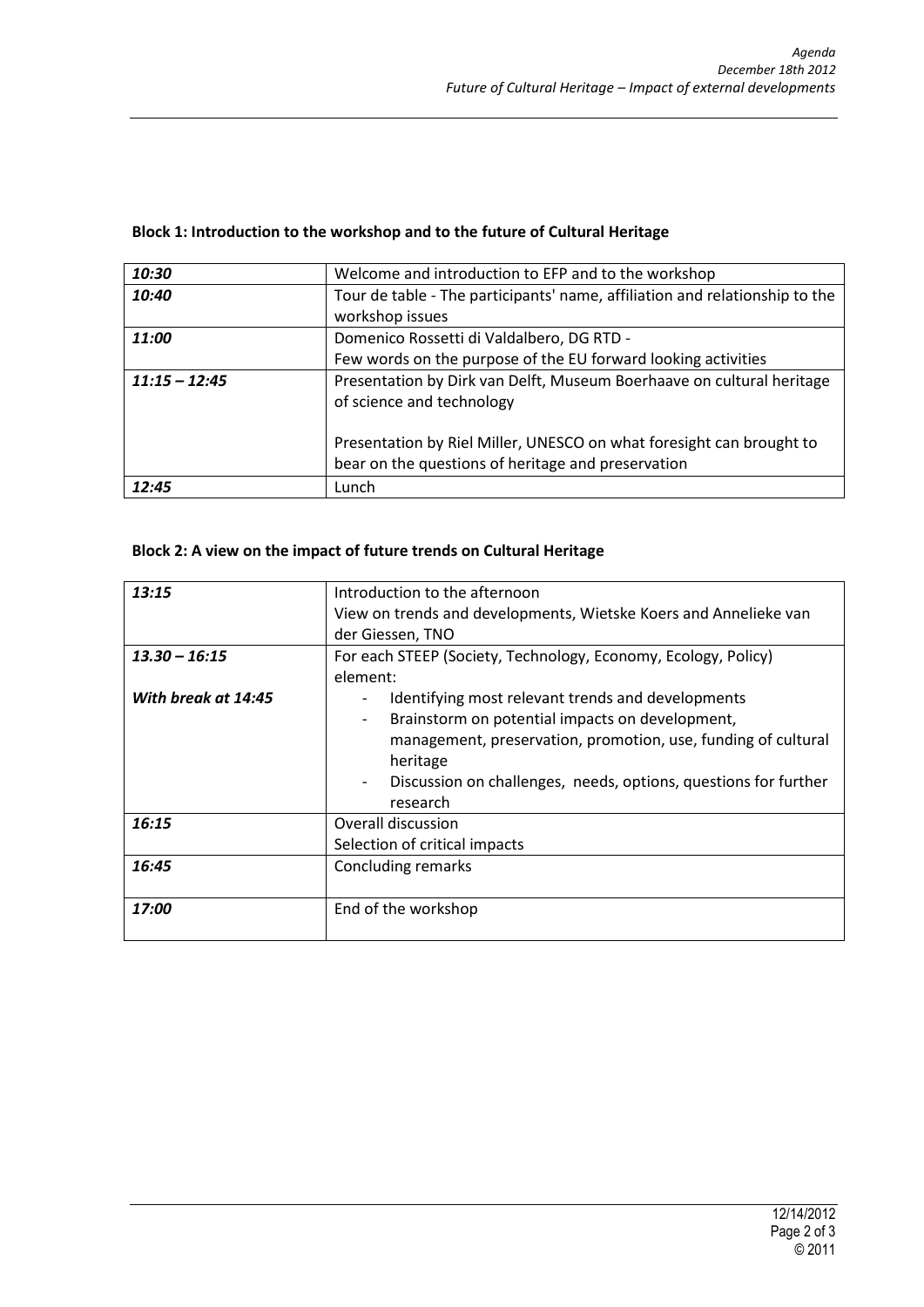**Block 1: Introduction to the workshop and to the future of Cultural Heritage**

| | |
|---|---|
| ***10:30*** | Welcome and introduction to EFP and to the workshop |
| ***10:40*** | Tour de table - The participants' name, affiliation and relationship to the workshop issues |
| ***11:00*** | Domenico Rossetti di Valdalbero, DG RTD - Few words on the purpose of the EU forward looking activities |
| ***11:15 – 12:45*** | Presentation by Dirk van Delft, Museum Boerhaave on cultural heritage of science and technology<br><br>Presentation by Riel Miller, UNESCO on what foresight can brought to bear on the questions of heritage and preservation |
| ***12:45*** | Lunch |

**Block 2: A view on the impact of future trends on Cultural Heritage**

| | |
|---|---|
| ***13:15*** | Introduction to the afternoon<br>View on trends and developments, Wietske Koers and Annelieke van der Giessen, TNO |
| ***13.30 – 16:15***<br><br>***With break at 14:45*** | For each STEEP (Society, Technology, Economy, Ecology, Policy) element:<br>- Identifying most relevant trends and developments<br>- Brainstorm on potential impacts on development, management, preservation, promotion, use, funding of cultural heritage<br>- Discussion on challenges, needs, options, questions for further research |
| ***16:15*** | Overall discussion<br>Selection of critical impacts |
| ***16:45*** | Concluding remarks |
| ***17:00*** | End of the workshop |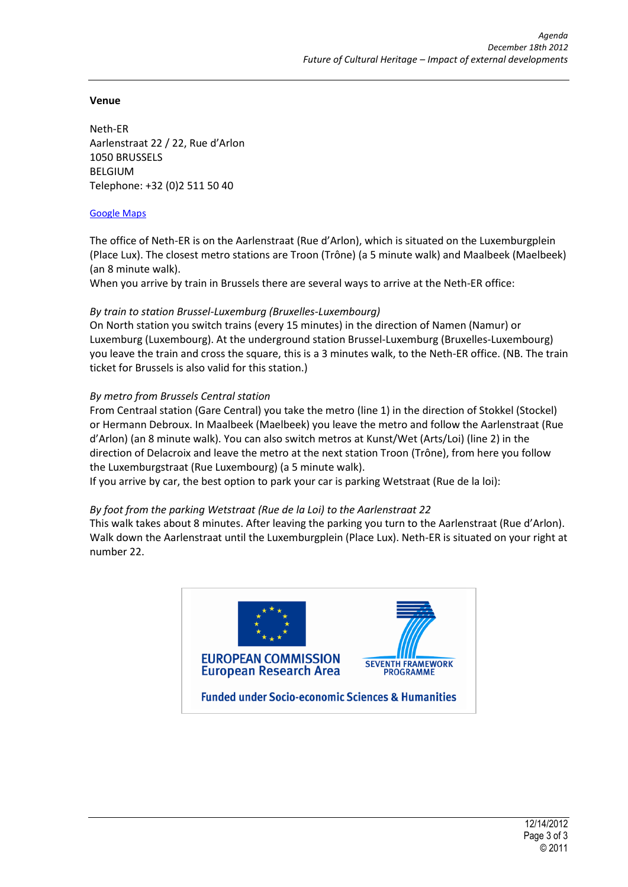### Venue

Neth-ER
Aarlenstraat 22 / 22, Rue d'Arlon
1050 BRUSSELS
BELGIUM
Telephone: +32 (0)2 511 50 40

Google Maps

The office of Neth-ER is on the Aarlenstraat (Rue d'Arlon), which is situated on the Luxemburgplein (Place Lux). The closest metro stations are Troon (Trône) (a 5 minute walk) and Maalbeek (Maelbeek) (an 8 minute walk).
When you arrive by train in Brussels there are several ways to arrive at the Neth-ER office:

*By train to station Brussel-Luxemburg (Bruxelles-Luxembourg)*
On North station you switch trains (every 15 minutes) in the direction of Namen (Namur) or Luxemburg (Luxembourg). At the underground station Brussel-Luxemburg (Bruxelles-Luxembourg) you leave the train and cross the square, this is a 3 minutes walk, to the Neth-ER office. (NB. The train ticket for Brussels is also valid for this station.)

*By metro from Brussels Central station*
From Centraal station (Gare Central) you take the metro (line 1) in the direction of Stokkel (Stockel) or Hermann Debroux. In Maalbeek (Maelbeek) you leave the metro and follow the Aarlenstraat (Rue d'Arlon) (an 8 minute walk). You can also switch metros at Kunst/Wet (Arts/Loi) (line 2) in the direction of Delacroix and leave the metro at the next station Troon (Trône), from here you follow the Luxemburgstraat (Rue Luxembourg) (a 5 minute walk).
If you arrive by car, the best option to park your car is parking Wetstraat (Rue de la loi):

*By foot from the parking Wetstraat (Rue de la Loi) to the Aarlenstraat 22*
This walk takes about 8 minutes. After leaving the parking you turn to the Aarlenstraat (Rue d'Arlon). Walk down the Aarlenstraat until the Luxemburgplein (Place Lux). Neth-ER is situated on your right at number 22.

EUROPEAN COMMISSION
European Research Area

SEVENTH FRAMEWORK PROGRAMME

Funded under Socio-economic Sciences & Humanities